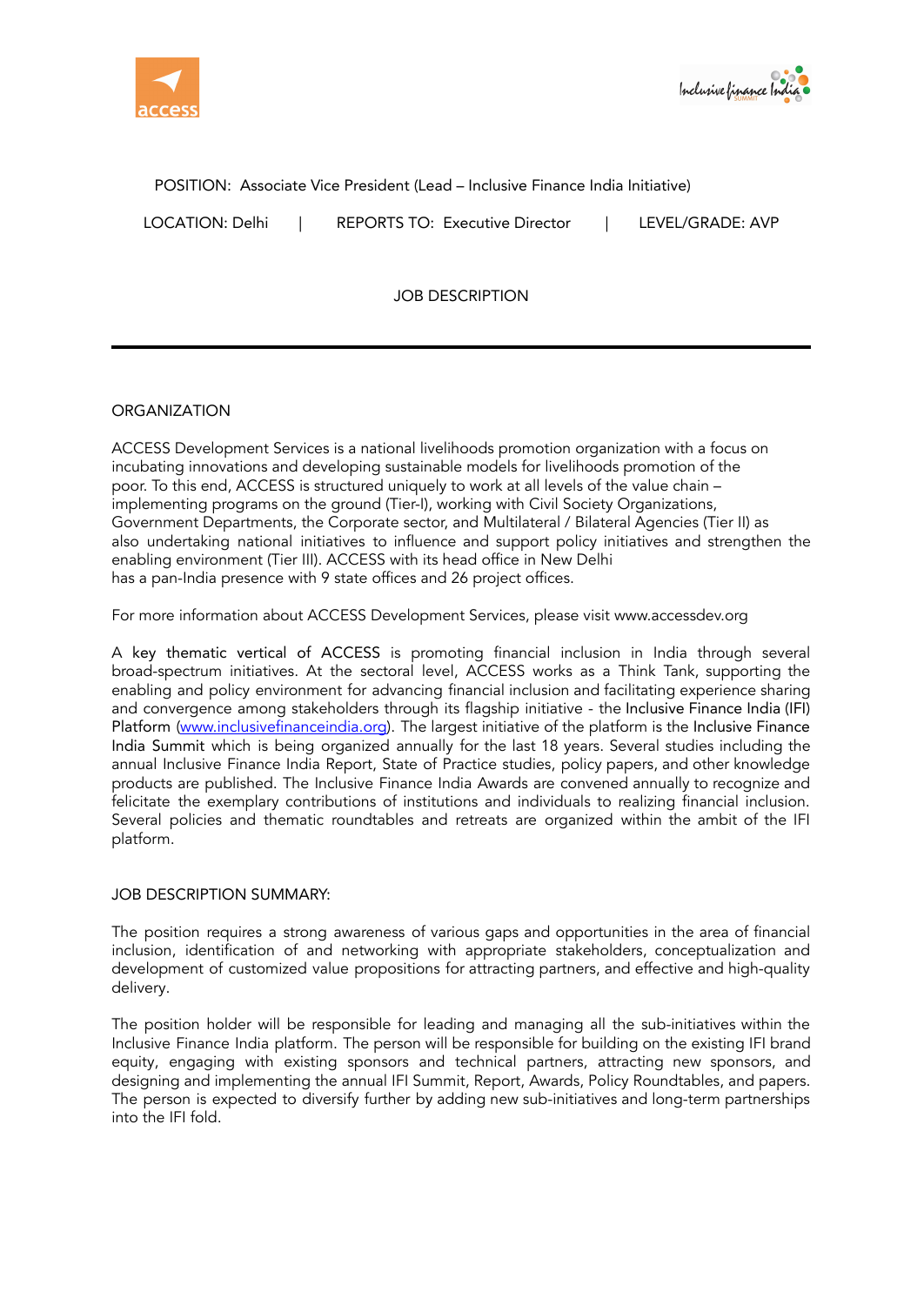POSITION: Associate Vice President (Lead – Inclusive Finance India Initiative)

LOCATION: Delhi | REPORTS TO: Executive Director | LEVEL/GRADE: AVP

JOB DESCRIPTION

---

## ORGANIZATION

ACCESS Development Services is a national livelihoods promotion organization with a focus on incubating innovations and developing sustainable models for livelihoods promotion of the poor. To this end, ACCESS is structured uniquely to work at all levels of the value chain – implementing programs on the ground (Tier-I), working with Civil Society Organizations, Government Departments, the Corporate sector, and Multilateral / Bilateral Agencies (Tier II) as also undertaking national initiatives to influence and support policy initiatives and strengthen the enabling environment (Tier III). ACCESS with its head office in New Delhi has a pan-India presence with 9 state offices and 26 project offices.

For more information about ACCESS Development Services, please visit www.accessdev.org

A key thematic vertical of ACCESS is promoting financial inclusion in India through several broad-spectrum initiatives. At the sectoral level, ACCESS works as a Think Tank, supporting the enabling and policy environment for advancing financial inclusion and facilitating experience sharing and convergence among stakeholders through its flagship initiative - the Inclusive Finance India (IFI) Platform ([www.inclusivefinanceindia.org](www.inclusivefinanceindia.org)). The largest initiative of the platform is the Inclusive Finance India Summit which is being organized annually for the last 18 years. Several studies including the annual Inclusive Finance India Report, State of Practice studies, policy papers, and other knowledge products are published. The Inclusive Finance India Awards are convened annually to recognize and felicitate the exemplary contributions of institutions and individuals to realizing financial inclusion. Several policies and thematic roundtables and retreats are organized within the ambit of the IFI platform.

## JOB DESCRIPTION SUMMARY:

The position requires a strong awareness of various gaps and opportunities in the area of financial inclusion, identification of and networking with appropriate stakeholders, conceptualization and development of customized value propositions for attracting partners, and effective and high-quality delivery.

The position holder will be responsible for leading and managing all the sub-initiatives within the Inclusive Finance India platform. The person will be responsible for building on the existing IFI brand equity, engaging with existing sponsors and technical partners, attracting new sponsors, and designing and implementing the annual IFI Summit, Report, Awards, Policy Roundtables, and papers. The person is expected to diversify further by adding new sub-initiatives and long-term partnerships into the IFI fold.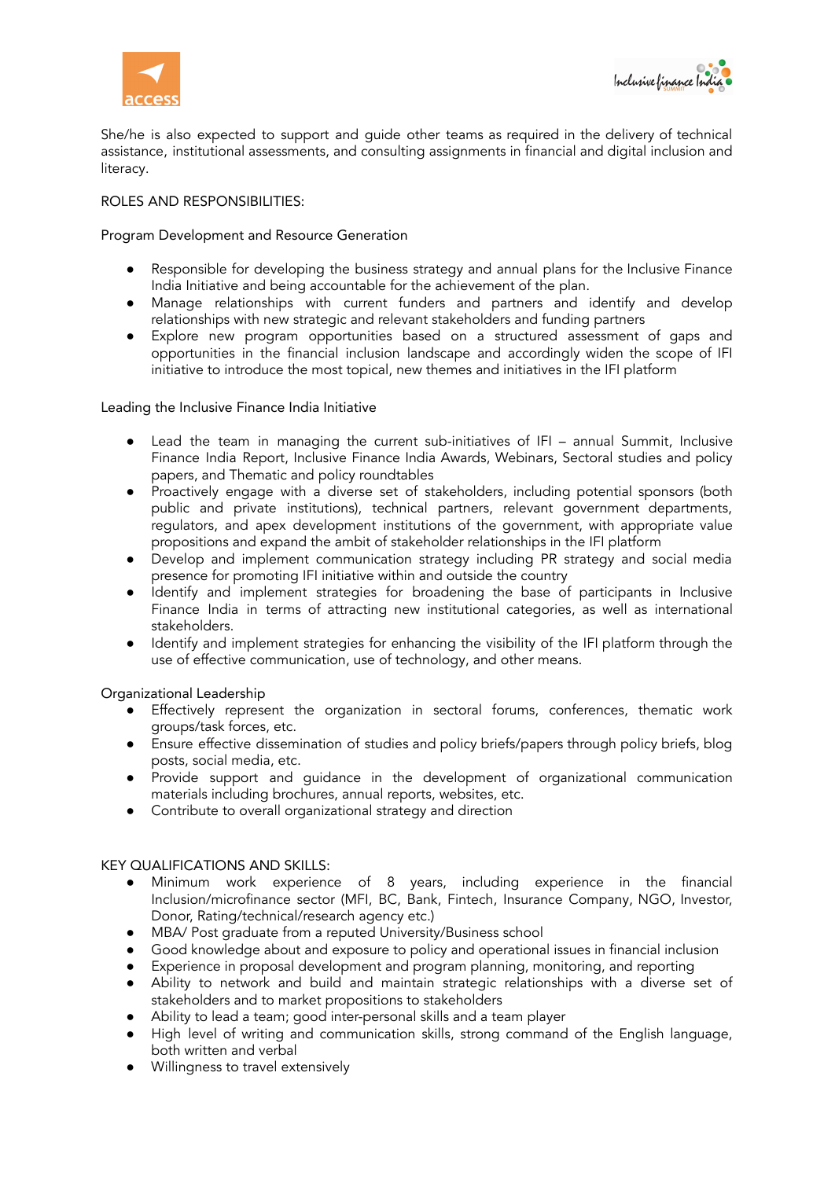She/he is also expected to support and guide other teams as required in the delivery of technical assistance, institutional assessments, and consulting assignments in financial and digital inclusion and literacy.

ROLES AND RESPONSIBILITIES:

Program Development and Resource Generation

- Responsible for developing the business strategy and annual plans for the Inclusive Finance India Initiative and being accountable for the achievement of the plan.
- Manage relationships with current funders and partners and identify and develop relationships with new strategic and relevant stakeholders and funding partners
- Explore new program opportunities based on a structured assessment of gaps and opportunities in the financial inclusion landscape and accordingly widen the scope of IFI initiative to introduce the most topical, new themes and initiatives in the IFI platform

Leading the Inclusive Finance India Initiative

- Lead the team in managing the current sub-initiatives of IFI – annual Summit, Inclusive Finance India Report, Inclusive Finance India Awards, Webinars, Sectoral studies and policy papers, and Thematic and policy roundtables
- Proactively engage with a diverse set of stakeholders, including potential sponsors (both public and private institutions), technical partners, relevant government departments, regulators, and apex development institutions of the government, with appropriate value propositions and expand the ambit of stakeholder relationships in the IFI platform
- Develop and implement communication strategy including PR strategy and social media presence for promoting IFI initiative within and outside the country
- Identify and implement strategies for broadening the base of participants in Inclusive Finance India in terms of attracting new institutional categories, as well as international stakeholders.
- Identify and implement strategies for enhancing the visibility of the IFI platform through the use of effective communication, use of technology, and other means.

Organizational Leadership

- Effectively represent the organization in sectoral forums, conferences, thematic work groups/task forces, etc.
- Ensure effective dissemination of studies and policy briefs/papers through policy briefs, blog posts, social media, etc.
- Provide support and guidance in the development of organizational communication materials including brochures, annual reports, websites, etc.
- Contribute to overall organizational strategy and direction

KEY QUALIFICATIONS AND SKILLS:

- Minimum work experience of 8 years, including experience in the financial Inclusion/microfinance sector (MFI, BC, Bank, Fintech, Insurance Company, NGO, Investor, Donor, Rating/technical/research agency etc.)
- MBA/ Post graduate from a reputed University/Business school
- Good knowledge about and exposure to policy and operational issues in financial inclusion
- Experience in proposal development and program planning, monitoring, and reporting
- Ability to network and build and maintain strategic relationships with a diverse set of stakeholders and to market propositions to stakeholders
- Ability to lead a team; good inter-personal skills and a team player
- High level of writing and communication skills, strong command of the English language, both written and verbal
- Willingness to travel extensively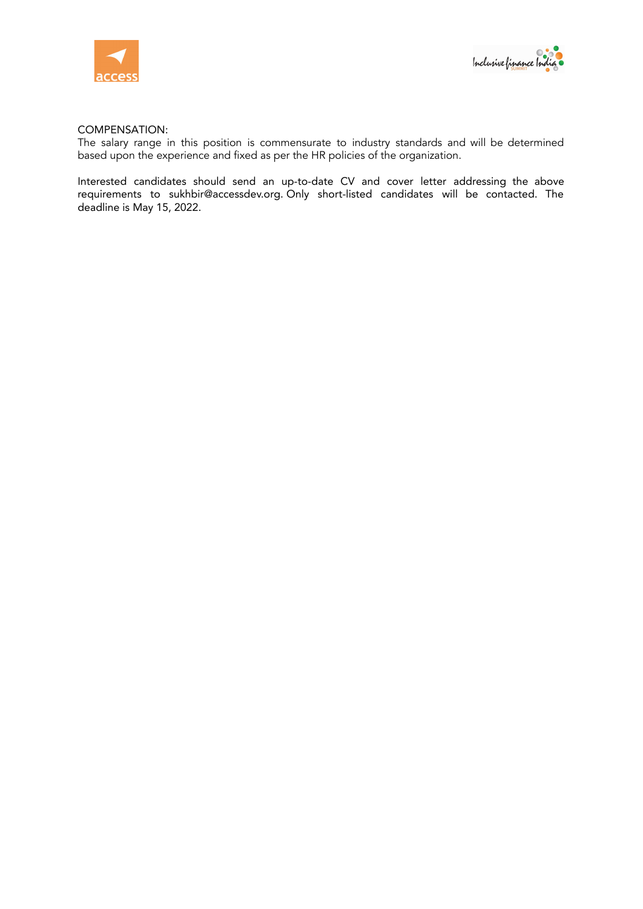COMPENSATION:

The salary range in this position is commensurate to industry standards and will be determined based upon the experience and fixed as per the HR policies of the organization.

Interested candidates should send an up-to-date CV and cover letter addressing the above requirements to sukhbir@accessdev.org. Only short-listed candidates will be contacted. The deadline is May 15, 2022.